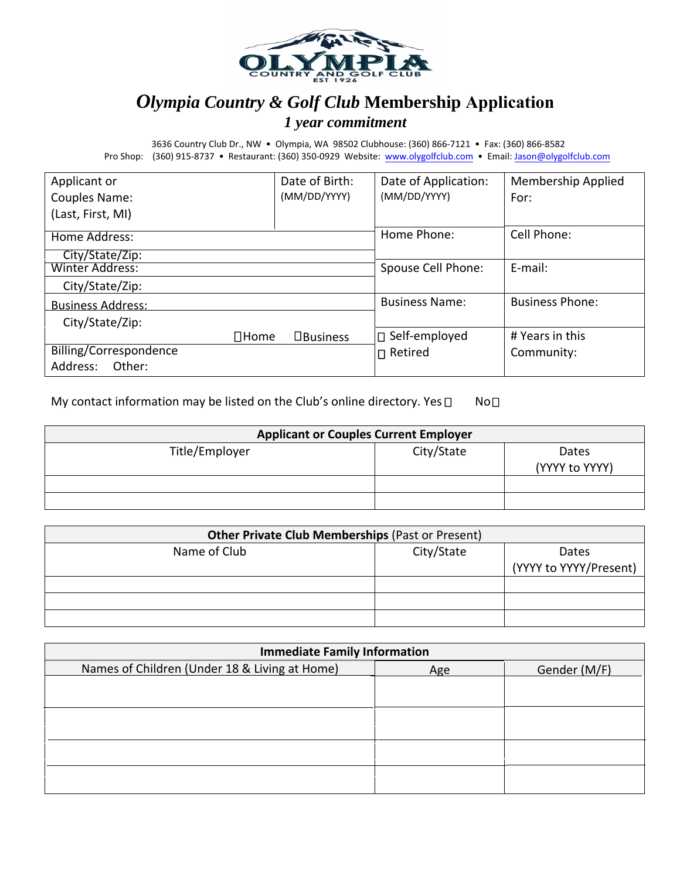# *Olympia Country & Golf Club* Membership Application

### *1 year commitment*

3636 Country Club Dr., NW • Olympia, WA 98502 Clubhouse: (360) 866-7121 • Fax: (360) 866-8582
Pro Shop: (360) 915-8737 • Restaurant: (360) 350-0929 Website: www.olygolfclub.com • Email: Jason@olygolfclub.com

| Applicant or Couples Name: (Last, First, MI) | Date of Birth: (MM/DD/YYYY) | Date of Application: (MM/DD/YYYY) | Membership Applied For: |
|---|---|---|---|
| Home Address: City/State/Zip: | | Home Phone: | Cell Phone: |
| Winter Address: City/State/Zip: | | Spouse Cell Phone: | E-mail: |
| Business Address: City/State/Zip: | | Business Name: | Business Phone: |
| Billing/Correspondence Address: Other: | ☐Home ☐Business | ☐ Self-employed ☐ Retired | # Years in this Community: |

My contact information may be listed on the Club's online directory. Yes ☐ No ☐

| **Applicant or Couples Current Employer** | | |
|---|---|---|
| Title/Employer | City/State | Dates (YYYY to YYYY) |
| | | |
| | | |

| **Other Private Club Memberships** (Past or Present) | | |
|---|---|---|
| Name of Club | City/State | Dates (YYYY to YYYY/Present) |
| | | |
| | | |
| | | |

| **Immediate Family Information** | | |
|---|---|---|
| Names of Children (Under 18 & Living at Home) | Age | Gender (M/F) |
| | | |
| | | |
| | | |
| | | |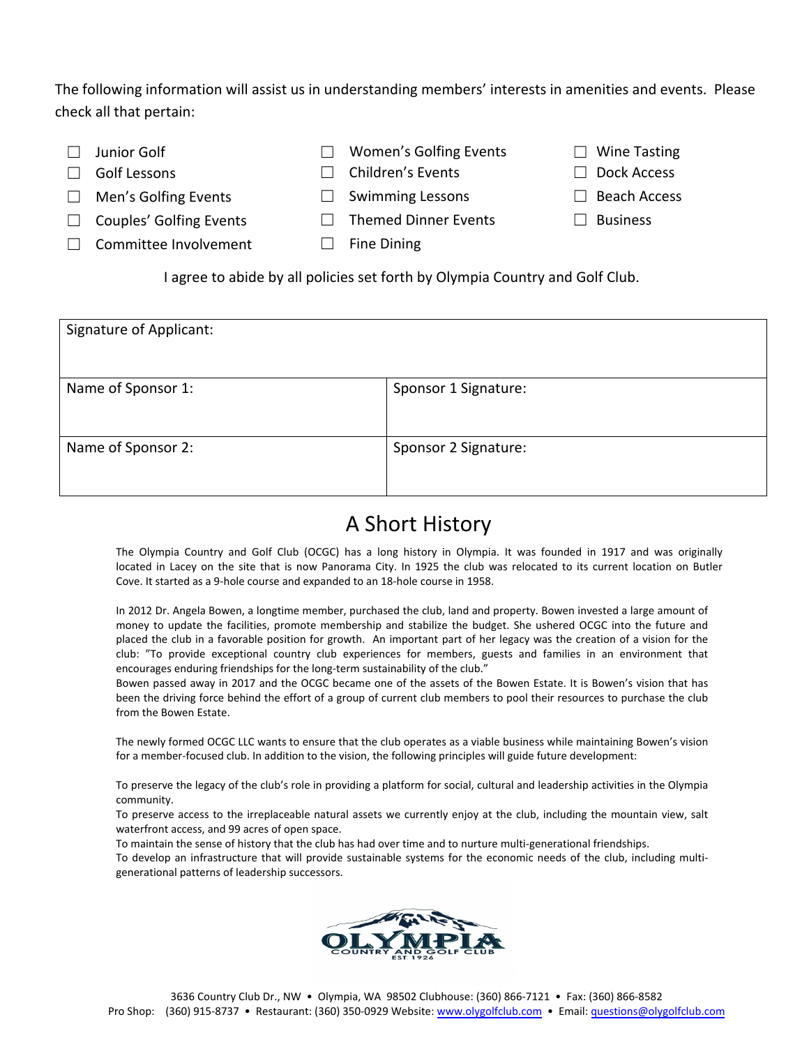The following information will assist us in understanding members' interests in amenities and events. Please check all that pertain:

- ☐ Junior Golf
- ☐ Golf Lessons
- ☐ Men's Golfing Events
- ☐ Couples' Golfing Events
- ☐ Committee Involvement
- ☐ Women's Golfing Events
- ☐ Children's Events
- ☐ Swimming Lessons
- ☐ Themed Dinner Events
- ☐ Fine Dining
- ☐ Wine Tasting
- ☐ Dock Access
- ☐ Beach Access
- ☐ Business

I agree to abide by all policies set forth by Olympia Country and Golf Club.

| | |
|---|---|
| Signature of Applicant: | |
| Name of Sponsor 1: | Sponsor 1 Signature: |
| Name of Sponsor 2: | Sponsor 2 Signature: |

## A Short History

The Olympia Country and Golf Club (OCGC) has a long history in Olympia. It was founded in 1917 and was originally located in Lacey on the site that is now Panorama City. In 1925 the club was relocated to its current location on Butler Cove. It started as a 9-hole course and expanded to an 18-hole course in 1958.

In 2012 Dr. Angela Bowen, a longtime member, purchased the club, land and property. Bowen invested a large amount of money to update the facilities, promote membership and stabilize the budget. She ushered OCGC into the future and placed the club in a favorable position for growth. An important part of her legacy was the creation of a vision for the club: "To provide exceptional country club experiences for members, guests and families in an environment that encourages enduring friendships for the long-term sustainability of the club."
Bowen passed away in 2017 and the OCGC became one of the assets of the Bowen Estate. It is Bowen's vision that has been the driving force behind the effort of a group of current club members to pool their resources to purchase the club from the Bowen Estate.

The newly formed OCGC LLC wants to ensure that the club operates as a viable business while maintaining Bowen's vision for a member-focused club. In addition to the vision, the following principles will guide future development:

To preserve the legacy of the club's role in providing a platform for social, cultural and leadership activities in the Olympia community.
To preserve access to the irreplaceable natural assets we currently enjoy at the club, including the mountain view, salt waterfront access, and 99 acres of open space.
To maintain the sense of history that the club has had over time and to nurture multi-generational friendships.
To develop an infrastructure that will provide sustainable systems for the economic needs of the club, including multi-generational patterns of leadership successors.

OLYMPIA COUNTRY AND GOLF CLUB
EST 1926

3636 Country Club Dr., NW • Olympia, WA 98502 Clubhouse: (360) 866-7121 • Fax: (360) 866-8582
Pro Shop: (360) 915-8737 • Restaurant: (360) 350-0929 Website: www.olygolfclub.com • Email: questions@olygolfclub.com